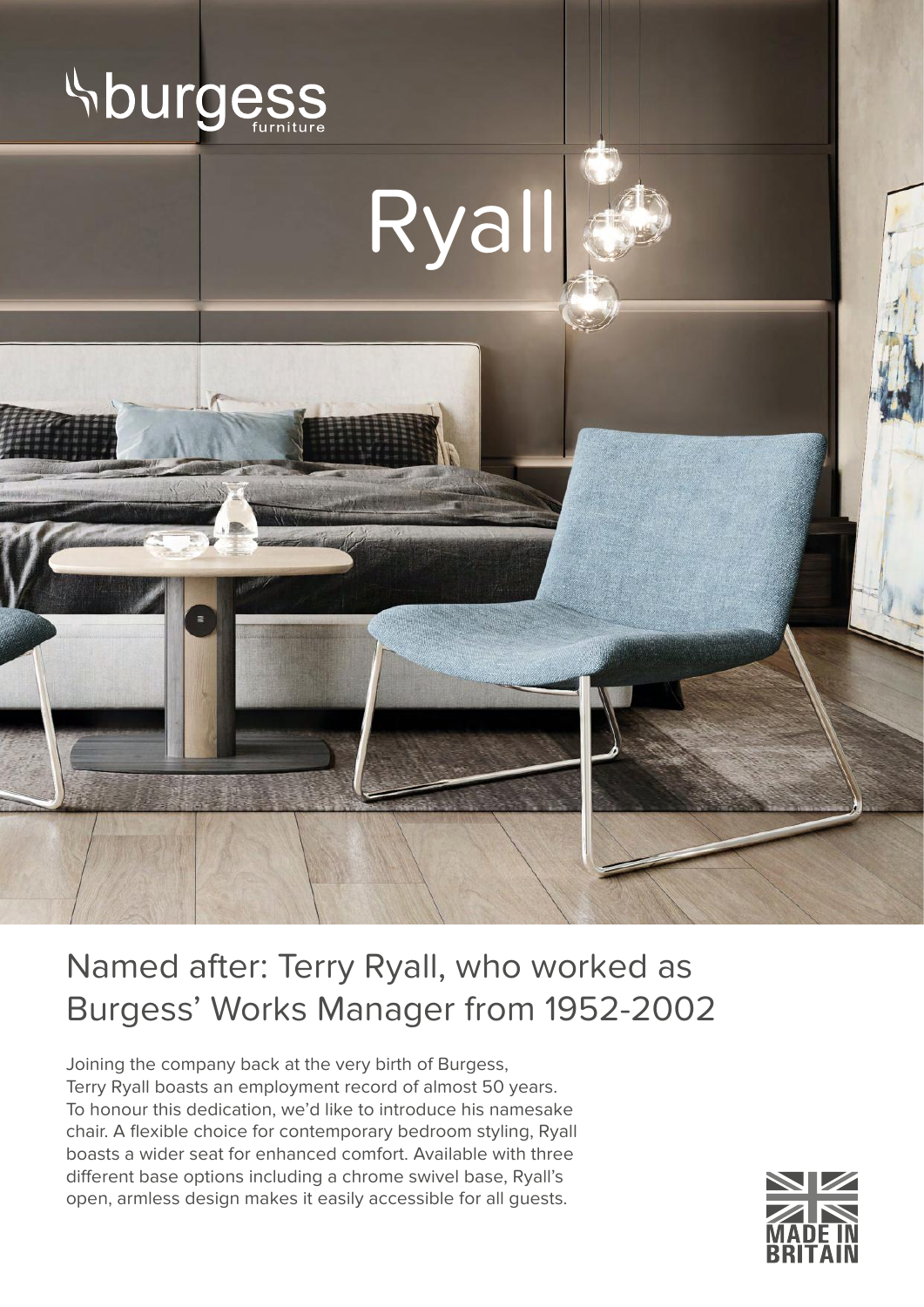burgess furniture

# Ryall

## Named after: Terry Ryall, who worked as Burgess' Works Manager from 1952-2002

Joining the company back at the very birth of Burgess, Terry Ryall boasts an employment record of almost 50 years. To honour this dedication, we'd like to introduce his namesake chair. A flexible choice for contemporary bedroom styling, Ryall boasts a wider seat for enhanced comfort. Available with three different base options including a chrome swivel base, Ryall's open, armless design makes it easily accessible for all guests.

MADE IN BRITAIN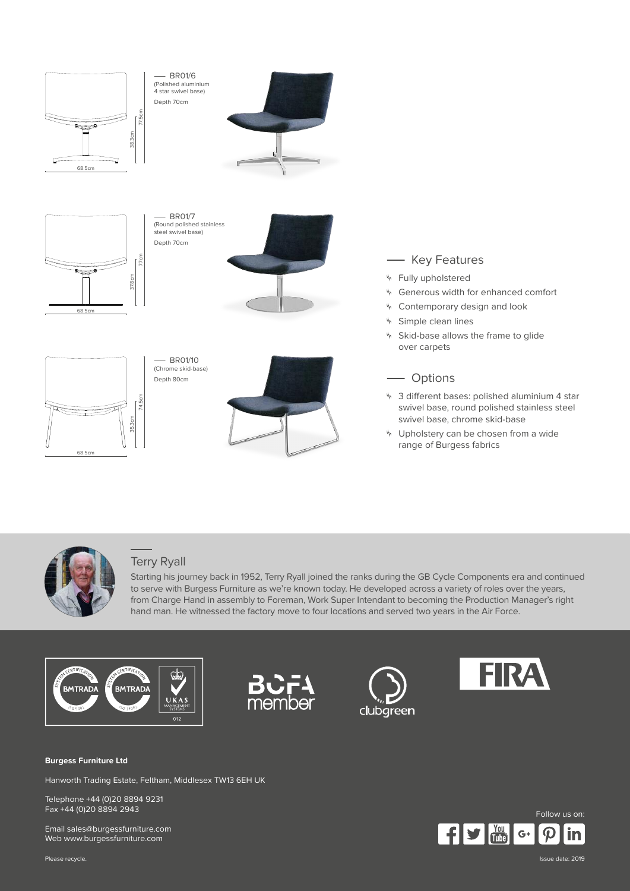68.5cm
38.3cm
77.5cm

— BR01/6
(Polished aluminium 4 star swivel base)
Depth 70cm

68.5cm
378cm
77cm

— BR01/7
(Round polished stainless steel swivel base)
Depth 70cm

68.5cm
35.3cm
74.5cm

— BR01/10
(Chrome skid-base)
Depth 80cm

## Key Features

- Fully upholstered
- Generous width for enhanced comfort
- Contemporary design and look
- Simple clean lines
- Skid-base allows the frame to glide over carpets

## Options

- 3 different bases: polished aluminium 4 star swivel base, round polished stainless steel swivel base, chrome skid-base
- Upholstery can be chosen from a wide range of Burgess fabrics

## Terry Ryall

Starting his journey back in 1952, Terry Ryall joined the ranks during the GB Cycle Components era and continued to serve with Burgess Furniture as we're known today. He developed across a variety of roles over the years, from Charge Hand in assembly to Foreman, Work Super Intendant to becoming the Production Manager's right hand man. He witnessed the factory move to four locations and served two years in the Air Force.

SYSTEM CERTIFICATION BMTRADA ISO 9001
SYSTEM CERTIFICATION BMTRADA ISO 14001
UKAS MANAGEMENT SYSTEMS 012

BCFA member

clubgreen

FIRA

**Burgess Furniture Ltd**

Hanworth Trading Estate, Feltham, Middlesex TW13 6EH UK

Telephone +44 (0)20 8894 9231
Fax +44 (0)20 8894 2943

Email sales@burgessfurniture.com
Web www.burgessfurniture.com

Follow us on:

Please recycle.

Issue date: 2019